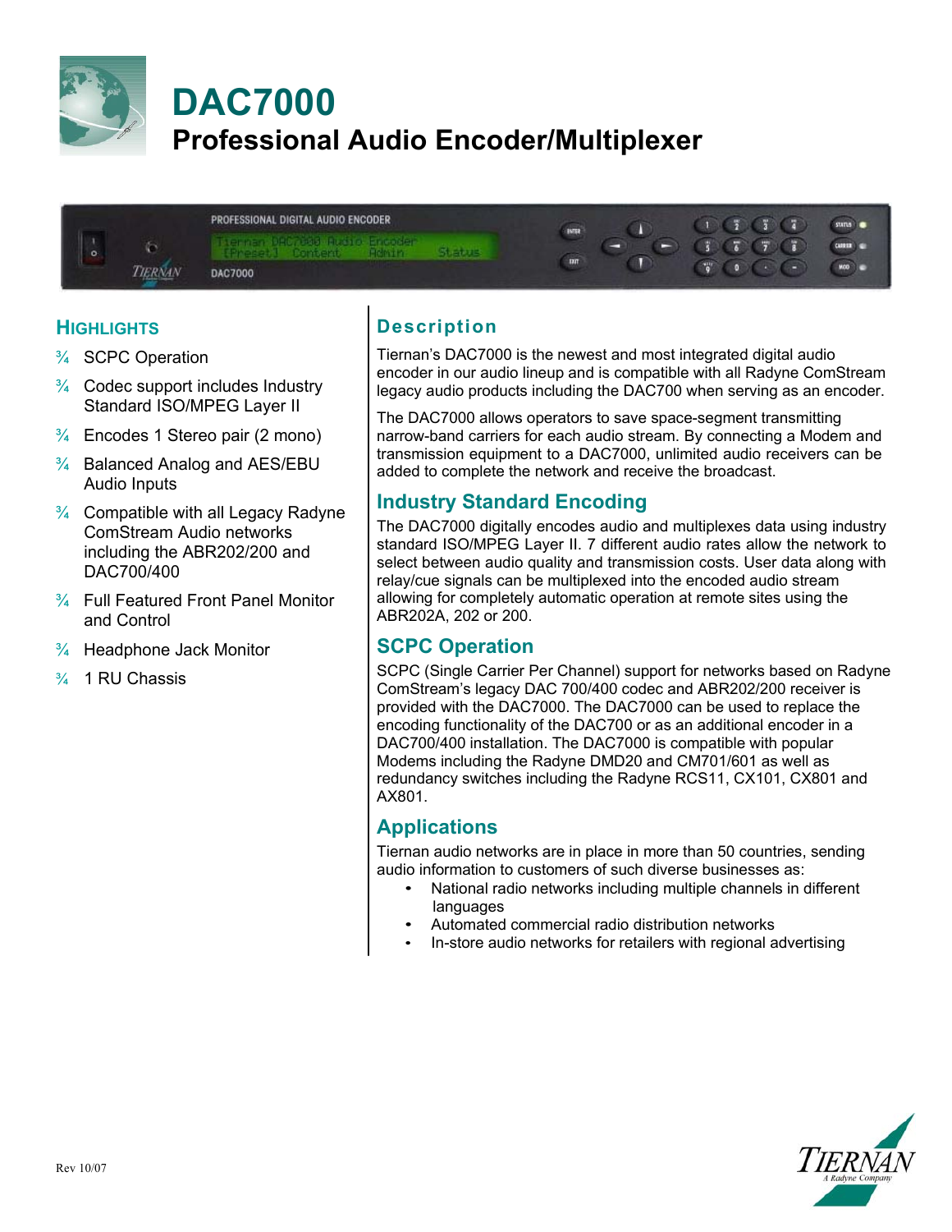# DAC7000

## Professional Audio Encoder/Multiplexer

### HIGHLIGHTS

- SCPC Operation
- Codec support includes Industry Standard ISO/MPEG Layer II
- Encodes 1 Stereo pair (2 mono)
- Balanced Analog and AES/EBU Audio Inputs
- Compatible with all Legacy Radyne ComStream Audio networks including the ABR202/200 and DAC700/400
- Full Featured Front Panel Monitor and Control
- Headphone Jack Monitor
- 1 RU Chassis

### Description

Tiernan's DAC7000 is the newest and most integrated digital audio encoder in our audio lineup and is compatible with all Radyne ComStream legacy audio products including the DAC700 when serving as an encoder.

The DAC7000 allows operators to save space-segment transmitting narrow-band carriers for each audio stream. By connecting a Modem and transmission equipment to a DAC7000, unlimited audio receivers can be added to complete the network and receive the broadcast.

### Industry Standard Encoding

The DAC7000 digitally encodes audio and multiplexes data using industry standard ISO/MPEG Layer II. 7 different audio rates allow the network to select between audio quality and transmission costs. User data along with relay/cue signals can be multiplexed into the encoded audio stream allowing for completely automatic operation at remote sites using the ABR202A, 202 or 200.

### SCPC Operation

SCPC (Single Carrier Per Channel) support for networks based on Radyne ComStream's legacy DAC 700/400 codec and ABR202/200 receiver is provided with the DAC7000. The DAC7000 can be used to replace the encoding functionality of the DAC700 or as an additional encoder in a DAC700/400 installation. The DAC7000 is compatible with popular Modems including the Radyne DMD20 and CM701/601 as well as redundancy switches including the Radyne RCS11, CX101, CX801 and AX801.

### Applications

Tiernan audio networks are in place in more than 50 countries, sending audio information to customers of such diverse businesses as:

- National radio networks including multiple channels in different languages
- Automated commercial radio distribution networks
- In-store audio networks for retailers with regional advertising

Rev 10/07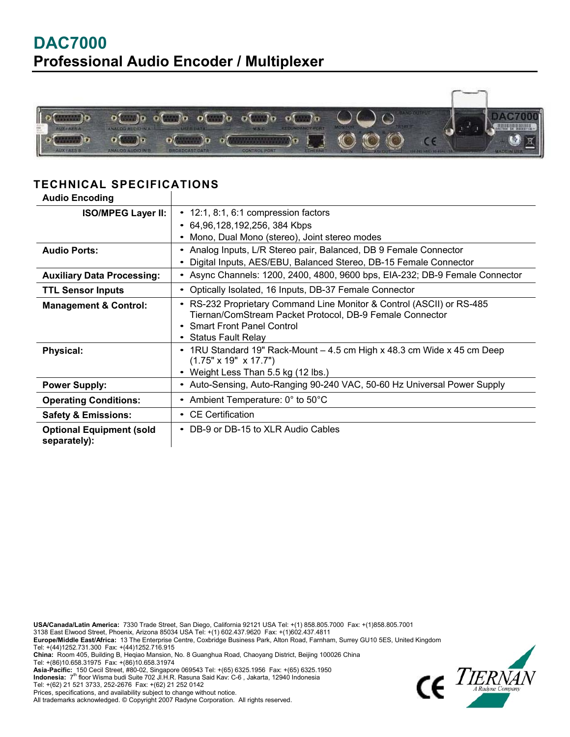# DAC7000

## Professional Audio Encoder / Multiplexer

## TECHNICAL SPECIFICATIONS

| Audio Encoding | |
|---|---|
| **ISO/MPEG Layer II:** | • 12:1, 8:1, 6:1 compression factors<br>• 64,96,128,192,256, 384 Kbps<br>• Mono, Dual Mono (stereo), Joint stereo modes |
| **Audio Ports:** | • Analog Inputs, L/R Stereo pair, Balanced, DB 9 Female Connector<br>• Digital Inputs, AES/EBU, Balanced Stereo, DB-15 Female Connector |
| **Auxiliary Data Processing:** | • Async Channels: 1200, 2400, 4800, 9600 bps, EIA-232; DB-9 Female Connector |
| **TTL Sensor Inputs** | • Optically Isolated, 16 Inputs, DB-37 Female Connector |
| **Management & Control:** | • RS-232 Proprietary Command Line Monitor & Control (ASCII) or RS-485 Tiernan/ComStream Packet Protocol, DB-9 Female Connector<br>• Smart Front Panel Control<br>• Status Fault Relay |
| **Physical:** | • 1RU Standard 19" Rack-Mount – 4.5 cm High x 48.3 cm Wide x 45 cm Deep (1.75" x 19" x 17.7")<br>• Weight Less Than 5.5 kg (12 lbs.) |
| **Power Supply:** | • Auto-Sensing, Auto-Ranging 90-240 VAC, 50-60 Hz Universal Power Supply |
| **Operating Conditions:** | • Ambient Temperature: 0° to 50°C |
| **Safety & Emissions:** | • CE Certification |
| **Optional Equipment (sold separately):** | • DB-9 or DB-15 to XLR Audio Cables |

**USA/Canada/Latin America:** 7330 Trade Street, San Diego, California 92121 USA Tel: +(1) 858.805.7000 Fax: +(1)858.805.7001
3138 East Elwood Street, Phoenix, Arizona 85034 USA Tel: +(1) 602.437.9620 Fax: +(1)602.437.4811
**Europe/Middle East/Africa:** 13 The Enterprise Centre, Coxbridge Business Park, Alton Road, Farnham, Surrey GU10 5ES, United Kingdom
Tel: +(44)1252.731.300 Fax: +(44)1252.716.915
**China:** Room 405, Building B, Heqiao Mansion, No. 8 Guanghua Road, Chaoyang District, Beijing 100026 China
Tel: +(86)10.658.31975 Fax: +(86)10.658.31974
**Asia-Pacific:** 150 Cecil Street, #80-02, Singapore 069543 Tel: +(65) 6325.1956 Fax: +(65) 6325.1950
**Indonesia:** 7th floor Wisma budi Suite 702 Jl.H.R. Rasuna Said Kav: C-6 , Jakarta, 12940 Indonesia
Tel: +(62) 21 521 3733, 252-2676 Fax: +(62) 21 252 0142
Prices, specifications, and availability subject to change without notice.
All trademarks acknowledged. © Copyright 2007 Radyne Corporation. All rights reserved.

TIERNAN
A Radyne Company